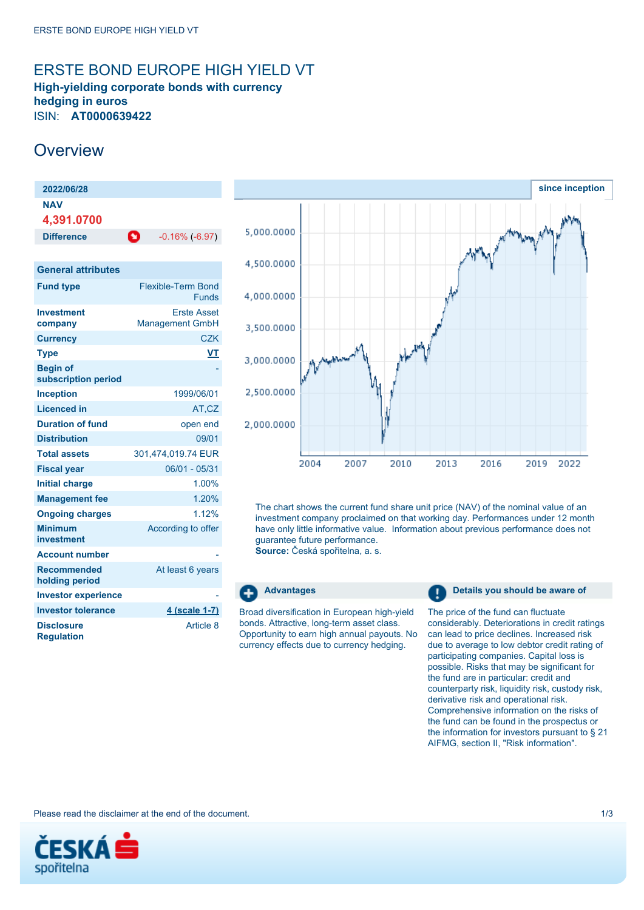# ERSTE BOND EUROPE HIGH YIELD VT

**High-yielding corporate bonds with currency hedging in euros**

ISIN: **AT0000639422**

## Overview

| 2022/06/28 | |
|---|---|
| NAV | |
| 4,391.0700 | |
| Difference | -0.16% (-6.97) |

| General attributes | |
|---|---|
| Fund type | Flexible-Term Bond Funds |
| Investment company | Erste Asset Management GmbH |
| Currency | CZK |
| Type | VT |
| Begin of subscription period | - |
| Inception | 1999/06/01 |
| Licenced in | AT,CZ |
| Duration of fund | open end |
| Distribution | 09/01 |
| Total assets | 301,474,019.74 EUR |
| Fiscal year | 06/01 - 05/31 |
| Initial charge | 1.00% |
| Management fee | 1.20% |
| Ongoing charges | 1.12% |
| Minimum investment | According to offer |
| Account number | - |
| Recommended holding period | At least 6 years |
| Investor experience | - |
| Investor tolerance | 4 (scale 1-7) |
| Disclosure Regulation | Article 8 |

since inception

The chart shows the current fund share unit price (NAV) of the nominal value of an investment company proclaimed on that working day. Performances under 12 month have only little informative value. Information about previous performance does not guarantee future performance.
**Source:** Česká spořitelna, a. s.

### Advantages

Broad diversification in European high-yield bonds. Attractive, long-term asset class. Opportunity to earn high annual payouts. No currency effects due to currency hedging.

### Details you should be aware of

The price of the fund can fluctuate considerably. Deteriorations in credit ratings can lead to price declines. Increased risk due to average to low debtor credit rating of participating companies. Capital loss is possible. Risks that may be significant for the fund are in particular: credit and counterparty risk, liquidity risk, custody risk, derivative risk and operational risk. Comprehensive information on the risks of the fund can be found in the prospectus or the information for investors pursuant to § 21 AIFMG, section II, "Risk information".

Please read the disclaimer at the end of the document.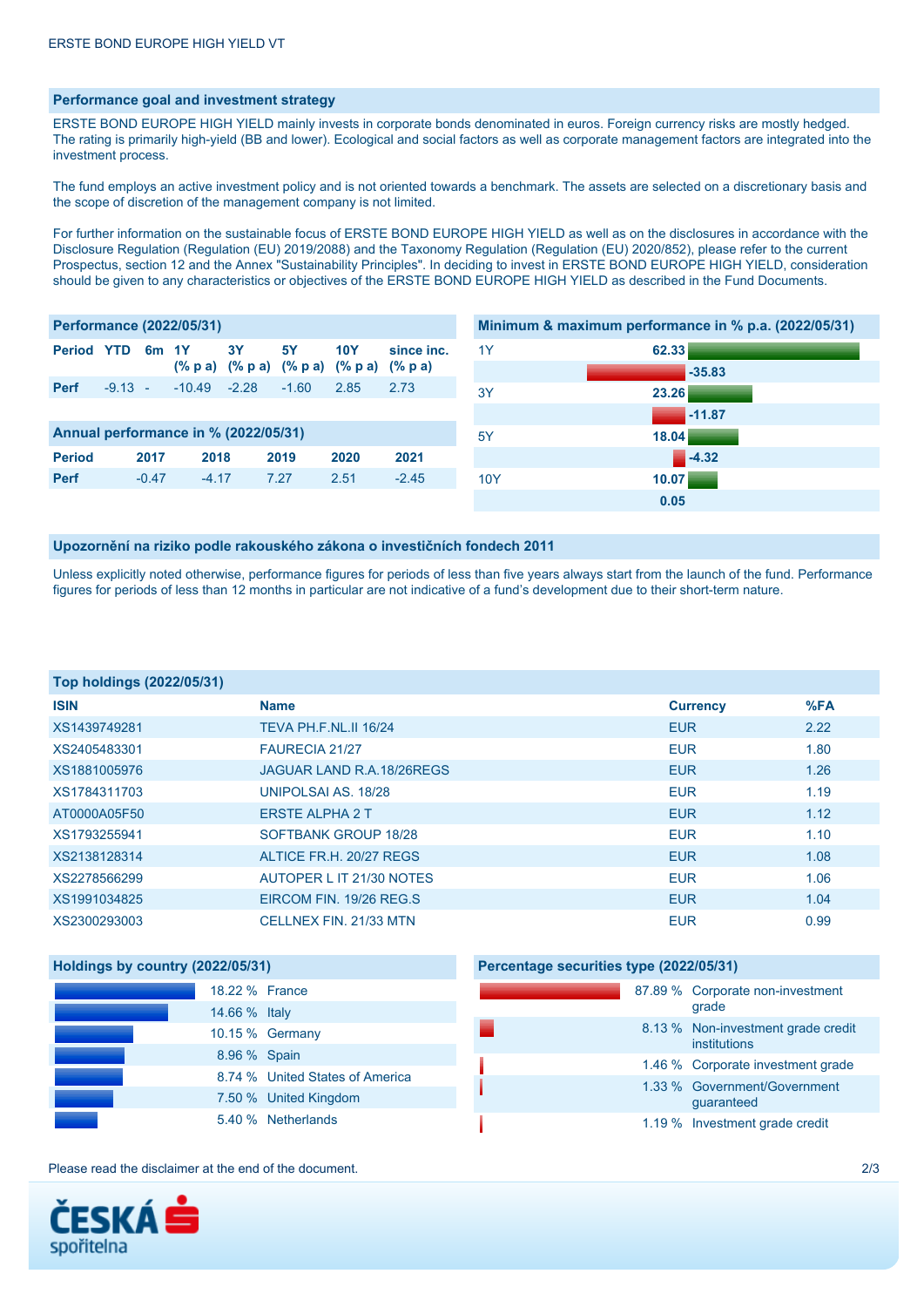## Performance goal and investment strategy

ERSTE BOND EUROPE HIGH YIELD mainly invests in corporate bonds denominated in euros. Foreign currency risks are mostly hedged. The rating is primarily high-yield (BB and lower). Ecological and social factors as well as corporate management factors are integrated into the investment process.

The fund employs an active investment policy and is not oriented towards a benchmark. The assets are selected on a discretionary basis and the scope of discretion of the management company is not limited.

For further information on the sustainable focus of ERSTE BOND EUROPE HIGH YIELD as well as on the disclosures in accordance with the Disclosure Regulation (Regulation (EU) 2019/2088) and the Taxonomy Regulation (Regulation (EU) 2020/852), please refer to the current Prospectus, section 12 and the Annex "Sustainability Principles". In deciding to invest in ERSTE BOND EUROPE HIGH YIELD, consideration should be given to any characteristics or objectives of the ERSTE BOND EUROPE HIGH YIELD as described in the Fund Documents.

### Performance (2022/05/31)

| Period | YTD | 6m | 1Y (% p a) | 3Y (% p a) | 5Y (% p a) | 10Y (% p a) | since inc. (% p a) |
|---|---|---|---|---|---|---|---|
| Perf | -9.13 | - | -10.49 | -2.28 | -1.60 | 2.85 | 2.73 |

### Annual performance in % (2022/05/31)

| Period | 2017 | 2018 | 2019 | 2020 | 2021 |
|---|---|---|---|---|---|
| Perf | -0.47 | -4.17 | 7.27 | 2.51 | -2.45 |

### Minimum & maximum performance in % p.a. (2022/05/31)

| Period | Max | Min |
|---|---|---|
| 1Y | 62.33 | -35.83 |
| 3Y | 23.26 | -11.87 |
| 5Y | 18.04 | -4.32 |
| 10Y | 10.07 | 0.05 |

## Upozornění na riziko podle rakouského zákona o investičních fondech 2011

Unless explicitly noted otherwise, performance figures for periods of less than five years always start from the launch of the fund. Performance figures for periods of less than 12 months in particular are not indicative of a fund's development due to their short-term nature.

### Top holdings (2022/05/31)

| ISIN | Name | Currency | %FA |
|---|---|---|---|
| XS1439749281 | TEVA PH.F.NL.II 16/24 | EUR | 2.22 |
| XS2405483301 | FAURECIA 21/27 | EUR | 1.80 |
| XS1881005976 | JAGUAR LAND R.A.18/26REGS | EUR | 1.26 |
| XS1784311703 | UNIPOLSAI AS. 18/28 | EUR | 1.19 |
| AT0000A05F50 | ERSTE ALPHA 2 T | EUR | 1.12 |
| XS1793255941 | SOFTBANK GROUP 18/28 | EUR | 1.10 |
| XS2138128314 | ALTICE FR.H. 20/27 REGS | EUR | 1.08 |
| XS2278566299 | AUTOPER L IT 21/30 NOTES | EUR | 1.06 |
| XS1991034825 | EIRCOM FIN. 19/26 REG.S | EUR | 1.04 |
| XS2300293003 | CELLNEX FIN. 21/33 MTN | EUR | 0.99 |

### Holdings by country (2022/05/31)

| % | Country |
|---|---|
| 18.22 % | France |
| 14.66 % | Italy |
| 10.15 % | Germany |
| 8.96 % | Spain |
| 8.74 % | United States of America |
| 7.50 % | United Kingdom |
| 5.40 % | Netherlands |

### Percentage securities type (2022/05/31)

| % | Type |
|---|---|
| 87.89 % | Corporate non-investment grade |
| 8.13 % | Non-investment grade credit institutions |
| 1.46 % | Corporate investment grade |
| 1.33 % | Government/Government guaranteed |
| 1.19 % | Investment grade credit |

Please read the disclaimer at the end of the document.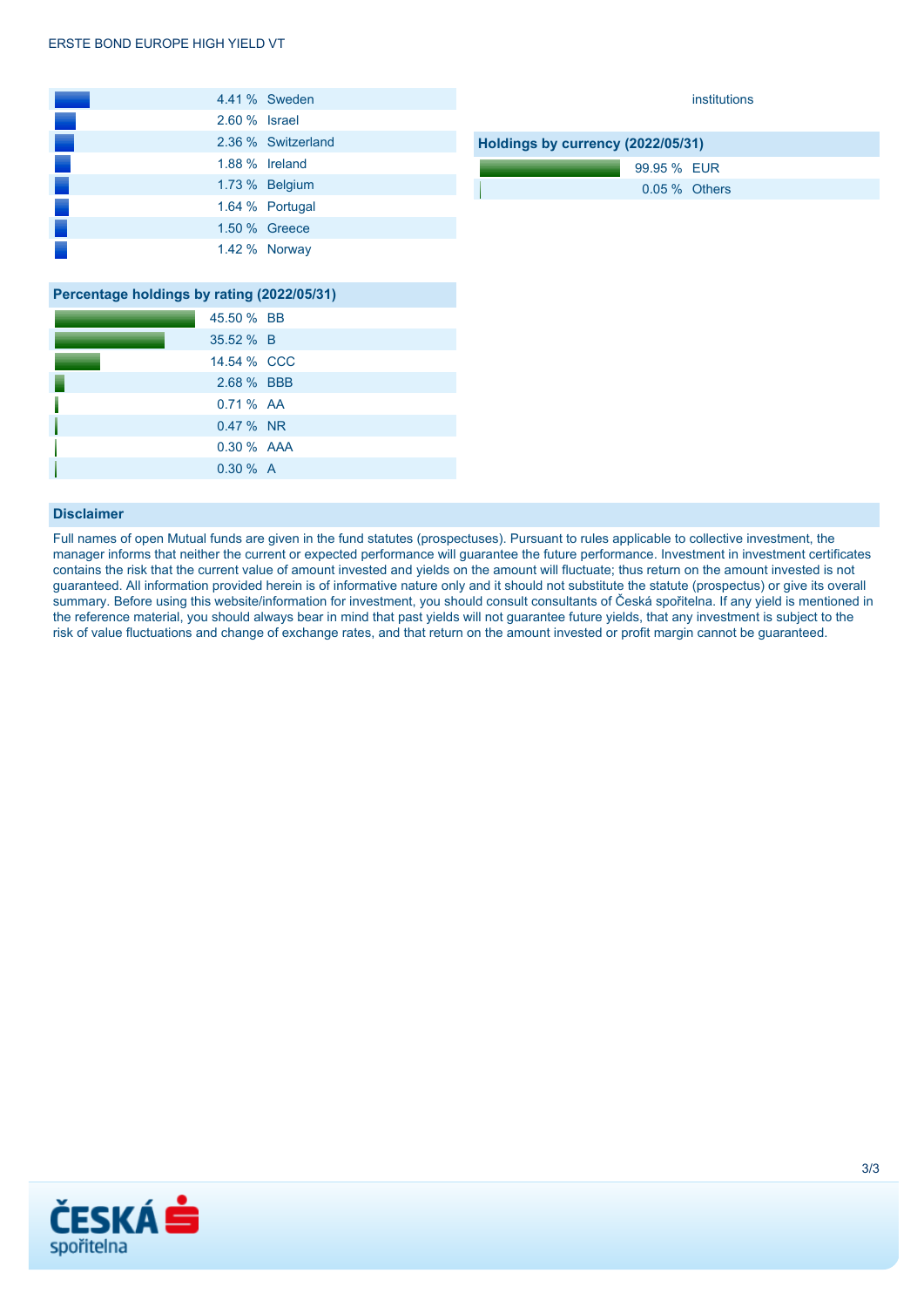4.41 % Sweden
2.60 % Israel
2.36 % Switzerland
1.88 % Ireland
1.73 % Belgium
1.64 % Portugal
1.50 % Greece
1.42 % Norway

institutions

## Percentage holdings by rating (2022/05/31)

45.50 % BB
35.52 % B
14.54 % CCC
2.68 % BBB
0.71 % AA
0.47 % NR
0.30 % AAA
0.30 % A

## Holdings by currency (2022/05/31)

99.95 % EUR
0.05 % Others

## Disclaimer

Full names of open Mutual funds are given in the fund statutes (prospectuses). Pursuant to rules applicable to collective investment, the manager informs that neither the current or expected performance will guarantee the future performance. Investment in investment certificates contains the risk that the current value of amount invested and yields on the amount will fluctuate; thus return on the amount invested is not guaranteed. All information provided herein is of informative nature only and it should not substitute the statute (prospectus) or give its overall summary. Before using this website/information for investment, you should consult consultants of Česká spořitelna. If any yield is mentioned in the reference material, you should always bear in mind that past yields will not guarantee future yields, that any investment is subject to the risk of value fluctuations and change of exchange rates, and that return on the amount invested or profit margin cannot be guaranteed.